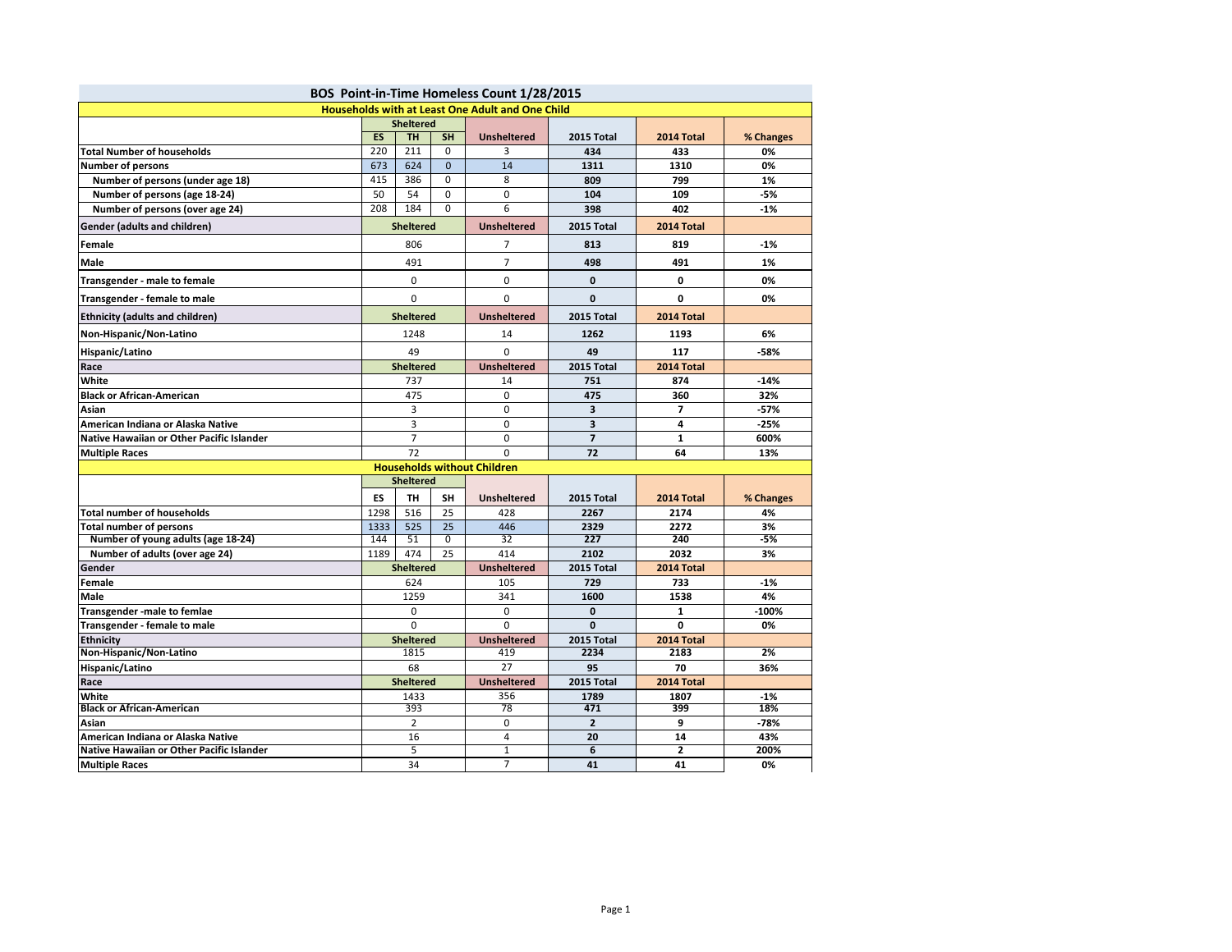# BOS Point-in-Time Homeless Count 1/28/2015

## Households with at Least One Adult and One Child

| | Sheltered | | | Unsheltered | 2015 Total | 2014 Total | % Changes |
|---|---|---|---|---|---|---|---|
| | ES | TH | SH | | | | |
| **Total Number of households** | 220 | 211 | 0 | 3 | **434** | **433** | **0%** |
| **Number of persons** | 673 | 624 | 0 | 14 | **1311** | **1310** | **0%** |
| **Number of persons (under age 18)** | 415 | 386 | 0 | 8 | **809** | **799** | **1%** |
| **Number of persons (age 18-24)** | 50 | 54 | 0 | 0 | **104** | **109** | **-5%** |
| **Number of persons (over age 24)** | 208 | 184 | 0 | 6 | **398** | **402** | **-1%** |
| **Gender (adults and children)** | **Sheltered** | | | **Unsheltered** | **2015 Total** | **2014 Total** | |
| **Female** | 806 | | | 7 | **813** | **819** | **-1%** |
| **Male** | 491 | | | 7 | **498** | **491** | **1%** |
| **Transgender - male to female** | 0 | | | 0 | **0** | **0** | **0%** |
| **Transgender - female to male** | 0 | | | 0 | **0** | **0** | **0%** |
| **Ethnicity (adults and children)** | **Sheltered** | | | **Unsheltered** | **2015 Total** | **2014 Total** | |
| **Non-Hispanic/Non-Latino** | 1248 | | | 14 | **1262** | **1193** | **6%** |
| **Hispanic/Latino** | 49 | | | 0 | **49** | **117** | **-58%** |
| **Race** | **Sheltered** | | | **Unsheltered** | **2015 Total** | **2014 Total** | |
| **White** | 737 | | | 14 | **751** | **874** | **-14%** |
| **Black or African-American** | 475 | | | 0 | **475** | **360** | **32%** |
| **Asian** | 3 | | | 0 | **3** | **7** | **-57%** |
| **American Indiana or Alaska Native** | 3 | | | 0 | **3** | **4** | **-25%** |
| **Native Hawaiian or Other Pacific Islander** | 7 | | | 0 | **7** | **1** | **600%** |
| **Multiple Races** | 72 | | | 0 | **72** | **64** | **13%** |

## Households without Children

| | Sheltered | | | Unsheltered | 2015 Total | 2014 Total | % Changes |
|---|---|---|---|---|---|---|---|
| | ES | TH | SH | | | | |
| **Total number of households** | 1298 | 516 | 25 | 428 | **2267** | **2174** | **4%** |
| **Total number of persons** | 1333 | 525 | 25 | 446 | **2329** | **2272** | **3%** |
| **Number of young adults (age 18-24)** | 144 | 51 | 0 | 32 | **227** | **240** | **-5%** |
| **Number of adults (over age 24)** | 1189 | 474 | 25 | 414 | **2102** | **2032** | **3%** |
| **Gender** | **Sheltered** | | | **Unsheltered** | **2015 Total** | **2014 Total** | |
| **Female** | 624 | | | 105 | **729** | **733** | **-1%** |
| **Male** | 1259 | | | 341 | **1600** | **1538** | **4%** |
| **Transgender -male to femlae** | 0 | | | 0 | **0** | **1** | **-100%** |
| **Transgender - female to male** | 0 | | | 0 | **0** | **0** | **0%** |
| **Ethnicity** | **Sheltered** | | | **Unsheltered** | **2015 Total** | **2014 Total** | |
| **Non-Hispanic/Non-Latino** | 1815 | | | 419 | **2234** | **2183** | **2%** |
| **Hispanic/Latino** | 68 | | | 27 | **95** | **70** | **36%** |
| **Race** | **Sheltered** | | | **Unsheltered** | **2015 Total** | **2014 Total** | |
| **White** | 1433 | | | 356 | **1789** | **1807** | **-1%** |
| **Black or African-American** | 393 | | | 78 | **471** | **399** | **18%** |
| **Asian** | 2 | | | 0 | **2** | **9** | **-78%** |
| **American Indiana or Alaska Native** | 16 | | | 4 | **20** | **14** | **43%** |
| **Native Hawaiian or Other Pacific Islander** | 5 | | | 1 | **6** | **2** | **200%** |
| **Multiple Races** | 34 | | | 7 | **41** | **41** | **0%** |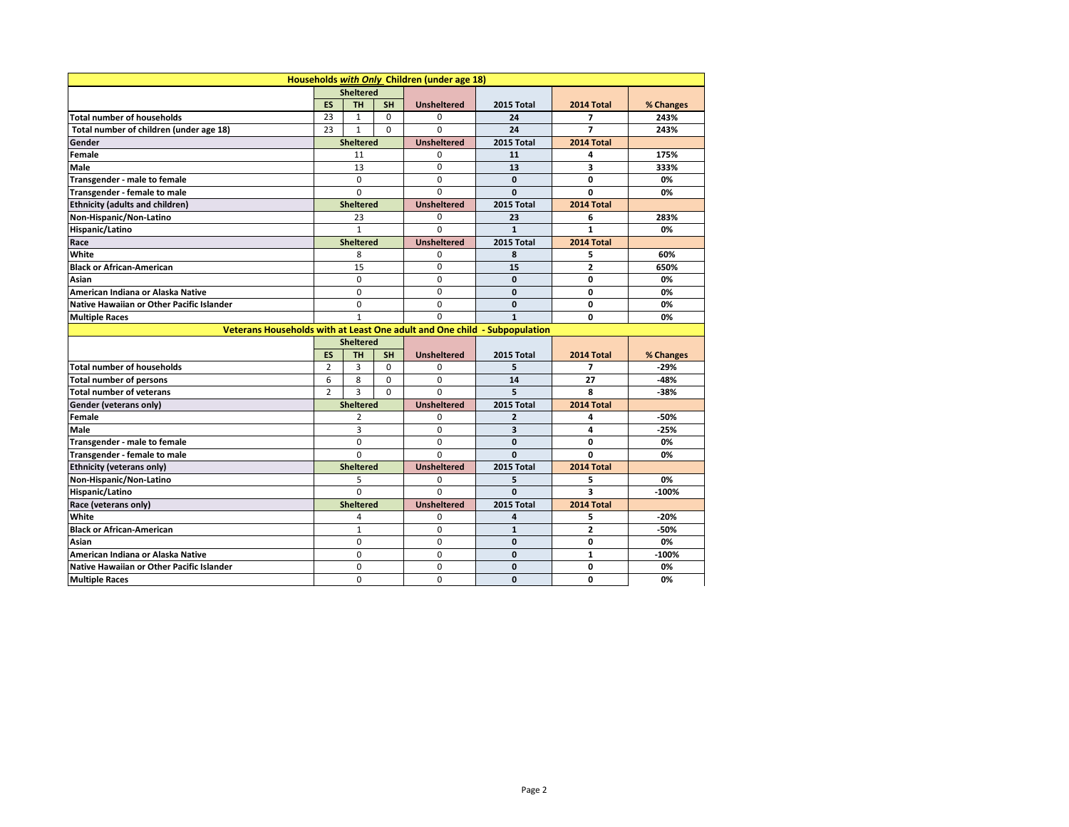## Households *with Only* Children (under age 18)

| | Sheltered | | | Unsheltered | 2015 Total | 2014 Total | % Changes |
|---|---|---|---|---|---|---|---|
| | ES | TH | SH | | | | |
| **Total number of households** | 23 | 1 | 0 | 0 | **24** | **7** | **243%** |
| **Total number of children (under age 18)** | 23 | 1 | 0 | 0 | **24** | **7** | **243%** |
| **Gender** | **Sheltered** | | | **Unsheltered** | **2015 Total** | **2014 Total** | |
| **Female** | 11 | | | 0 | **11** | **4** | **175%** |
| **Male** | 13 | | | 0 | **13** | **3** | **333%** |
| **Transgender - male to female** | 0 | | | 0 | **0** | **0** | **0%** |
| **Transgender - female to male** | 0 | | | 0 | **0** | **0** | **0%** |
| **Ethnicity (adults and children)** | **Sheltered** | | | **Unsheltered** | **2015 Total** | **2014 Total** | |
| **Non-Hispanic/Non-Latino** | 23 | | | 0 | **23** | **6** | **283%** |
| **Hispanic/Latino** | 1 | | | 0 | **1** | **1** | **0%** |
| **Race** | **Sheltered** | | | **Unsheltered** | **2015 Total** | **2014 Total** | |
| **White** | 8 | | | 0 | **8** | **5** | **60%** |
| **Black or African-American** | 15 | | | 0 | **15** | **2** | **650%** |
| **Asian** | 0 | | | 0 | **0** | **0** | **0%** |
| **American Indiana or Alaska Native** | 0 | | | 0 | **0** | **0** | **0%** |
| **Native Hawaiian or Other Pacific Islander** | 0 | | | 0 | **0** | **0** | **0%** |
| **Multiple Races** | 1 | | | 0 | **1** | **0** | **0%** |

## Veterans Households with at Least One adult and One child - Subpopulation

| | Sheltered | | | Unsheltered | 2015 Total | 2014 Total | % Changes |
|---|---|---|---|---|---|---|---|
| | ES | TH | SH | | | | |
| **Total number of households** | 2 | 3 | 0 | 0 | **5** | **7** | **-29%** |
| **Total number of persons** | 6 | 8 | 0 | 0 | **14** | **27** | **-48%** |
| **Total number of veterans** | 2 | 3 | 0 | 0 | **5** | **8** | **-38%** |
| **Gender (veterans only)** | **Sheltered** | | | **Unsheltered** | **2015 Total** | **2014 Total** | |
| **Female** | 2 | | | 0 | **2** | **4** | **-50%** |
| **Male** | 3 | | | 0 | **3** | **4** | **-25%** |
| **Transgender - male to female** | 0 | | | 0 | **0** | **0** | **0%** |
| **Transgender - female to male** | 0 | | | 0 | **0** | **0** | **0%** |
| **Ethnicity (veterans only)** | **Sheltered** | | | **Unsheltered** | **2015 Total** | **2014 Total** | |
| **Non-Hispanic/Non-Latino** | 5 | | | 0 | **5** | **5** | **0%** |
| **Hispanic/Latino** | 0 | | | 0 | **0** | **3** | **-100%** |
| **Race (veterans only)** | **Sheltered** | | | **Unsheltered** | **2015 Total** | **2014 Total** | |
| **White** | 4 | | | 0 | **4** | **5** | **-20%** |
| **Black or African-American** | 1 | | | 0 | **1** | **2** | **-50%** |
| **Asian** | 0 | | | 0 | **0** | **0** | **0%** |
| **American Indiana or Alaska Native** | 0 | | | 0 | **0** | **1** | **-100%** |
| **Native Hawaiian or Other Pacific Islander** | 0 | | | 0 | **0** | **0** | **0%** |
| **Multiple Races** | 0 | | | 0 | **0** | **0** | **0%** |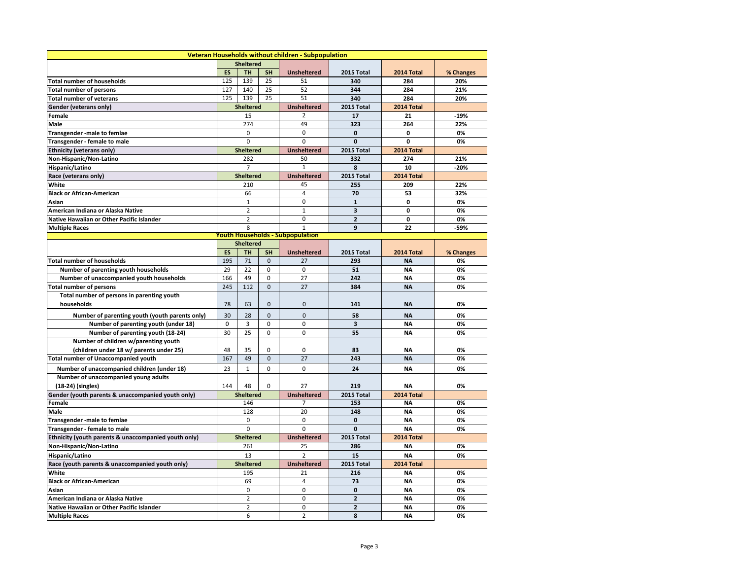## Veteran Households without children - Subpopulation

| | Sheltered | | | Unsheltered | 2015 Total | 2014 Total | % Changes |
|---|---|---|---|---|---|---|---|
| | ES | TH | SH | | | | |
| Total number of households | 125 | 139 | 25 | 51 | 340 | 284 | 20% |
| Total number of persons | 127 | 140 | 25 | 52 | 344 | 284 | 21% |
| Total number of veterans | 125 | 139 | 25 | 51 | 340 | 284 | 20% |
| **Gender (veterans only)** | Sheltered | | | Unsheltered | 2015 Total | 2014 Total | |
| Female | 15 | | | 2 | 17 | 21 | -19% |
| Male | 274 | | | 49 | 323 | 264 | 22% |
| Transgender -male to femlae | 0 | | | 0 | 0 | 0 | 0% |
| Transgender - female to male | 0 | | | 0 | 0 | 0 | 0% |
| **Ethnicity (veterans only)** | Sheltered | | | Unsheltered | 2015 Total | 2014 Total | |
| Non-Hispanic/Non-Latino | 282 | | | 50 | 332 | 274 | 21% |
| Hispanic/Latino | 7 | | | 1 | 8 | 10 | -20% |
| **Race (veterans only)** | Sheltered | | | Unsheltered | 2015 Total | 2014 Total | |
| White | 210 | | | 45 | 255 | 209 | 22% |
| Black or African-American | 66 | | | 4 | 70 | 53 | 32% |
| Asian | 1 | | | 0 | 1 | 0 | 0% |
| American Indiana or Alaska Native | 2 | | | 1 | 3 | 0 | 0% |
| Native Hawaiian or Other Pacific Islander | 2 | | | 0 | 2 | 0 | 0% |
| Multiple Races | 8 | | | 1 | 9 | 22 | -59% |

## Youth Households - Subpopulation

| | Sheltered | | | Unsheltered | 2015 Total | 2014 Total | % Changes |
|---|---|---|---|---|---|---|---|
| | ES | TH | SH | | | | |
| Total number of households | 195 | 71 | 0 | 27 | 293 | NA | 0% |
| Number of parenting youth households | 29 | 22 | 0 | 0 | 51 | NA | 0% |
| Number of unaccompanied youth households | 166 | 49 | 0 | 27 | 242 | NA | 0% |
| Total number of persons | 245 | 112 | 0 | 27 | 384 | NA | 0% |
| Total number of persons in parenting youth households | 78 | 63 | 0 | 0 | 141 | NA | 0% |
| Number of parenting youth (youth parents only) | 30 | 28 | 0 | 0 | 58 | NA | 0% |
| Number of parenting youth (under 18) | 0 | 3 | 0 | 0 | 3 | NA | 0% |
| Number of parenting youth (18-24) | 30 | 25 | 0 | 0 | 55 | NA | 0% |
| Number of children w/parenting youth (children under 18 w/ parents under 25) | 48 | 35 | 0 | 0 | 83 | NA | 0% |
| Total number of Unaccompanied youth | 167 | 49 | 0 | 27 | 243 | NA | 0% |
| Number of unaccompanied children (under 18) | 23 | 1 | 0 | 0 | 24 | NA | 0% |
| Number of unaccompanied young adults (18-24) (singles) | 144 | 48 | 0 | 27 | 219 | NA | 0% |
| **Gender (youth parents & unaccompanied youth only)** | Sheltered | | | Unsheltered | 2015 Total | 2014 Total | |
| Female | 146 | | | 7 | 153 | NA | 0% |
| Male | 128 | | | 20 | 148 | NA | 0% |
| Transgender -male to femlae | 0 | | | 0 | 0 | NA | 0% |
| Transgender - female to male | 0 | | | 0 | 0 | NA | 0% |
| **Ethnicity (youth parents & unaccompanied youth only)** | Sheltered | | | Unsheltered | 2015 Total | 2014 Total | |
| Non-Hispanic/Non-Latino | 261 | | | 25 | 286 | NA | 0% |
| Hispanic/Latino | 13 | | | 2 | 15 | NA | 0% |
| **Race (youth parents & unaccompanied youth only)** | Sheltered | | | Unsheltered | 2015 Total | 2014 Total | |
| White | 195 | | | 21 | 216 | NA | 0% |
| Black or African-American | 69 | | | 4 | 73 | NA | 0% |
| Asian | 0 | | | 0 | 0 | NA | 0% |
| American Indiana or Alaska Native | 2 | | | 0 | 2 | NA | 0% |
| Native Hawaiian or Other Pacific Islander | 2 | | | 0 | 2 | NA | 0% |
| Multiple Races | 6 | | | 2 | 8 | NA | 0% |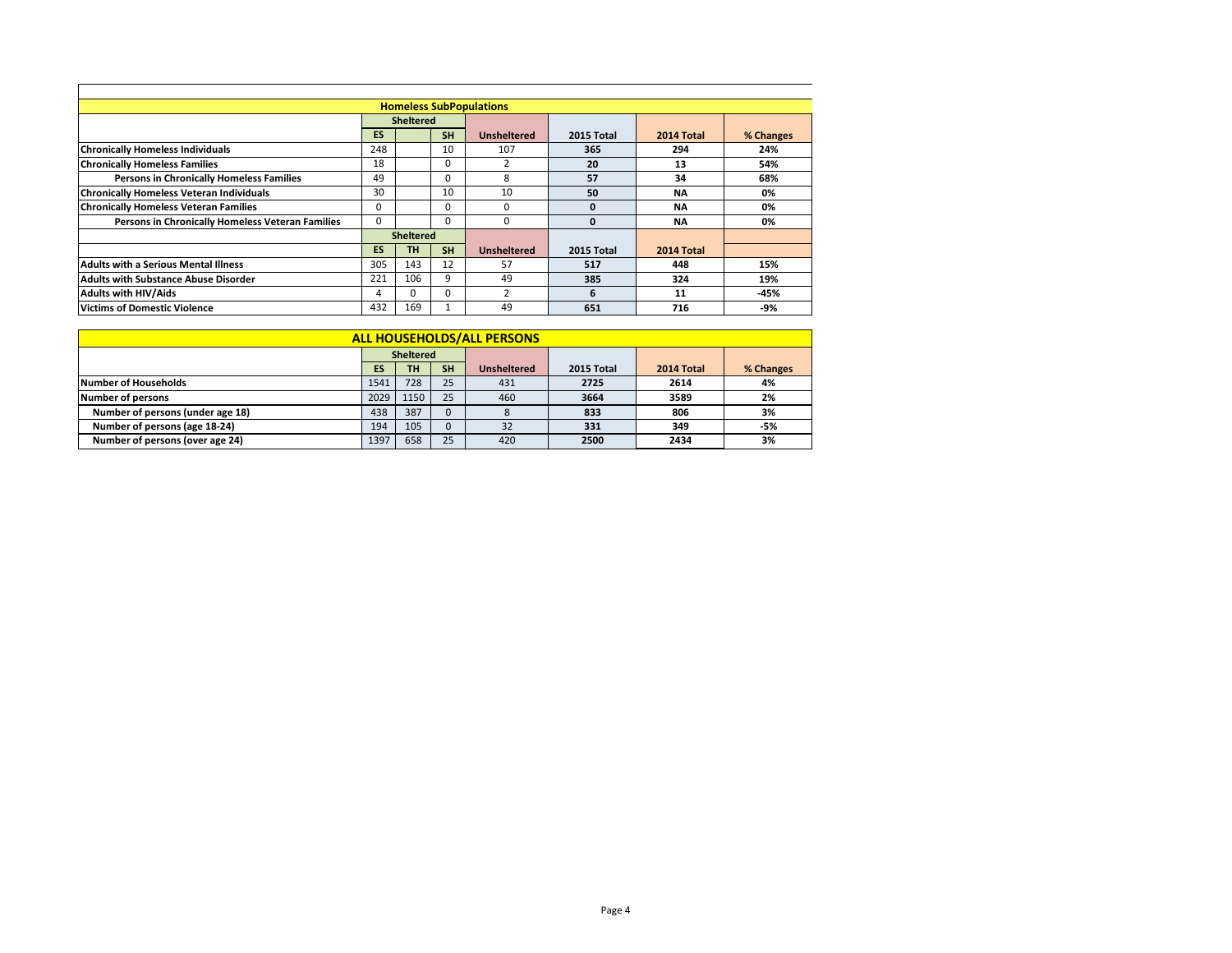## Homeless SubPopulations

| | Sheltered | | | | | | |
|---|---|---|---|---|---|---|---|
| | ES | | SH | Unsheltered | 2015 Total | 2014 Total | % Changes |
| Chronically Homeless Individuals | 248 | | 10 | 107 | 365 | 294 | 24% |
| Chronically Homeless Families | 18 | | 0 | 2 | 20 | 13 | 54% |
| Persons in Chronically Homeless Families | 49 | | 0 | 8 | 57 | 34 | 68% |
| Chronically Homeless Veteran Individuals | 30 | | 10 | 10 | 50 | NA | 0% |
| Chronically Homeless Veteran Families | 0 | | 0 | 0 | 0 | NA | 0% |
| Persons in Chronically Homeless Veteran Families | 0 | | 0 | 0 | 0 | NA | 0% |
| | Sheltered | | | | | | |
| | ES | TH | SH | Unsheltered | 2015 Total | 2014 Total | |
| Adults with a Serious Mental Illness | 305 | 143 | 12 | 57 | 517 | 448 | 15% |
| Adults with Substance Abuse Disorder | 221 | 106 | 9 | 49 | 385 | 324 | 19% |
| Adults with HIV/Aids | 4 | 0 | 0 | 2 | 6 | 11 | -45% |
| Victims of Domestic Violence | 432 | 169 | 1 | 49 | 651 | 716 | -9% |

## ALL HOUSEHOLDS/ALL PERSONS

| | Sheltered | | | | | | |
|---|---|---|---|---|---|---|---|
| | ES | TH | SH | Unsheltered | 2015 Total | 2014 Total | % Changes |
| Number of Households | 1541 | 728 | 25 | 431 | 2725 | 2614 | 4% |
| Number of persons | 2029 | 1150 | 25 | 460 | 3664 | 3589 | 2% |
| Number of persons (under age 18) | 438 | 387 | 0 | 8 | 833 | 806 | 3% |
| Number of persons (age 18-24) | 194 | 105 | 0 | 32 | 331 | 349 | -5% |
| Number of persons (over age 24) | 1397 | 658 | 25 | 420 | 2500 | 2434 | 3% |